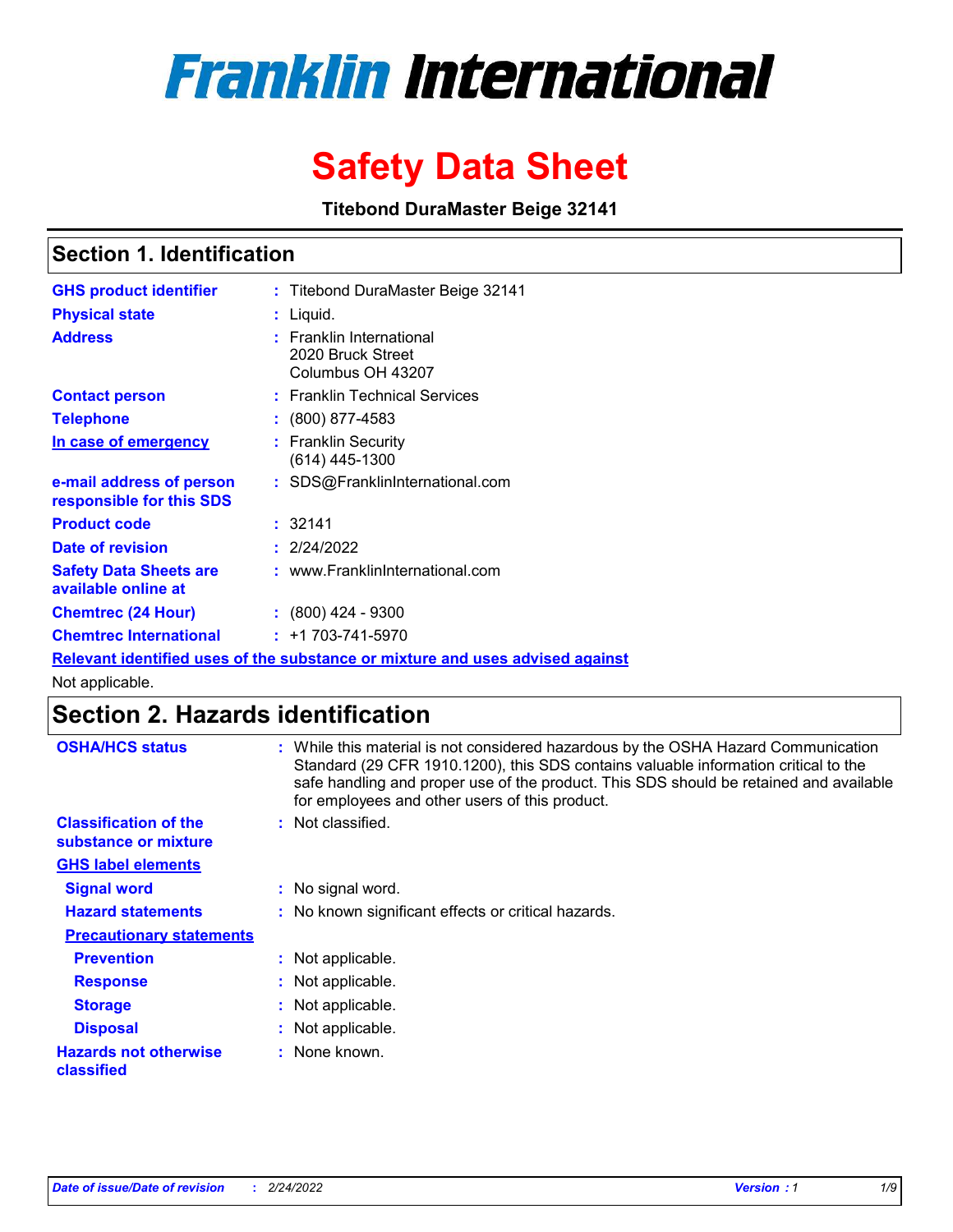# Franklin International

# Safety Data Sheet

**Titebond DuraMaster Beige 32141**

## Section 1. Identification

| | |
|---|---|
| **GHS product identifier** | : Titebond DuraMaster Beige 32141 |
| **Physical state** | : Liquid. |
| **Address** | : Franklin International<br>2020 Bruck Street<br>Columbus OH 43207 |
| **Contact person** | : Franklin Technical Services |
| **Telephone** | : (800) 877-4583 |
| **In case of emergency** | : Franklin Security<br>(614) 445-1300 |
| **e-mail address of person responsible for this SDS** | : SDS@FranklinInternational.com |
| **Product code** | : 32141 |
| **Date of revision** | : 2/24/2022 |
| **Safety Data Sheets are available online at** | : www.FranklinInternational.com |
| **Chemtrec (24 Hour)** | : (800) 424 - 9300 |
| **Chemtrec International** | : +1 703-741-5970 |

**Relevant identified uses of the substance or mixture and uses advised against**

Not applicable.

## Section 2. Hazards identification

| | |
|---|---|
| **OSHA/HCS status** | : While this material is not considered hazardous by the OSHA Hazard Communication Standard (29 CFR 1910.1200), this SDS contains valuable information critical to the safe handling and proper use of the product. This SDS should be retained and available for employees and other users of this product. |
| **Classification of the substance or mixture** | : Not classified. |

**GHS label elements**

| | |
|---|---|
| **Signal word** | : No signal word. |
| **Hazard statements** | : No known significant effects or critical hazards. |

**Precautionary statements**

| | |
|---|---|
| **Prevention** | : Not applicable. |
| **Response** | : Not applicable. |
| **Storage** | : Not applicable. |
| **Disposal** | : Not applicable. |
| **Hazards not otherwise classified** | : None known. |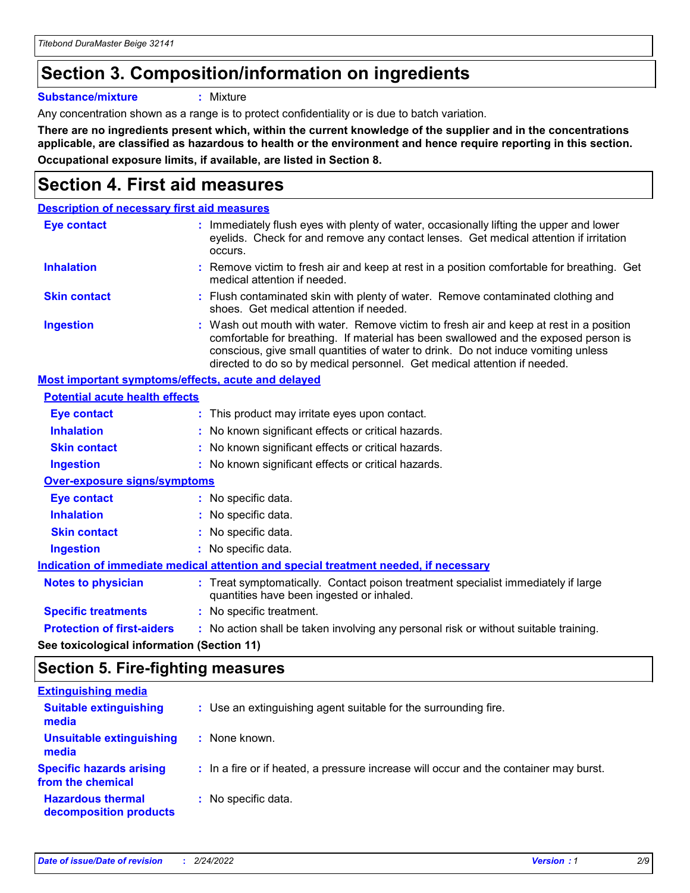# Section 3. Composition/information on ingredients

**Substance/mixture** : Mixture

Any concentration shown as a range is to protect confidentiality or is due to batch variation.

**There are no ingredients present which, within the current knowledge of the supplier and in the concentrations applicable, are classified as hazardous to health or the environment and hence require reporting in this section.**

**Occupational exposure limits, if available, are listed in Section 8.**

# Section 4. First aid measures

## Description of necessary first aid measures

**Eye contact** : Immediately flush eyes with plenty of water, occasionally lifting the upper and lower eyelids. Check for and remove any contact lenses. Get medical attention if irritation occurs.

**Inhalation** : Remove victim to fresh air and keep at rest in a position comfortable for breathing. Get medical attention if needed.

**Skin contact** : Flush contaminated skin with plenty of water. Remove contaminated clothing and shoes. Get medical attention if needed.

**Ingestion** : Wash out mouth with water. Remove victim to fresh air and keep at rest in a position comfortable for breathing. If material has been swallowed and the exposed person is conscious, give small quantities of water to drink. Do not induce vomiting unless directed to do so by medical personnel. Get medical attention if needed.

## Most important symptoms/effects, acute and delayed

### Potential acute health effects

**Eye contact** : This product may irritate eyes upon contact.

**Inhalation** : No known significant effects or critical hazards.

**Skin contact** : No known significant effects or critical hazards.

**Ingestion** : No known significant effects or critical hazards.

### Over-exposure signs/symptoms

**Eye contact** : No specific data.

**Inhalation** : No specific data.

**Skin contact** : No specific data.

**Ingestion** : No specific data.

## Indication of immediate medical attention and special treatment needed, if necessary

**Notes to physician** : Treat symptomatically. Contact poison treatment specialist immediately if large quantities have been ingested or inhaled.

**Specific treatments** : No specific treatment.

**Protection of first-aiders** : No action shall be taken involving any personal risk or without suitable training.

**See toxicological information (Section 11)**

# Section 5. Fire-fighting measures

## Extinguishing media

**Suitable extinguishing media** : Use an extinguishing agent suitable for the surrounding fire.

**Unsuitable extinguishing media** : None known.

**Specific hazards arising from the chemical** : In a fire or if heated, a pressure increase will occur and the container may burst.

**Hazardous thermal decomposition products** : No specific data.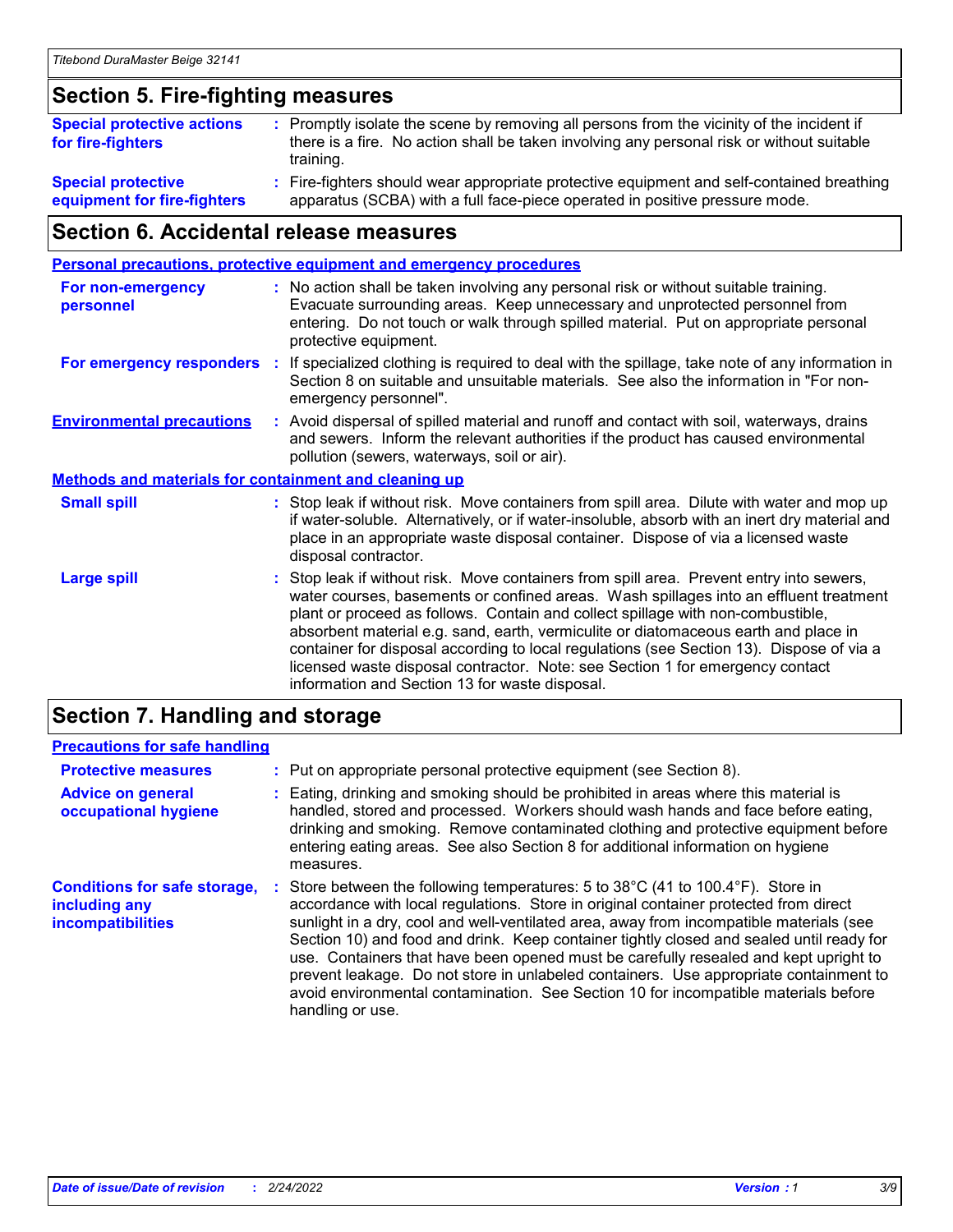## Section 5. Fire-fighting measures

**Special protective actions for fire-fighters** : Promptly isolate the scene by removing all persons from the vicinity of the incident if there is a fire. No action shall be taken involving any personal risk or without suitable training.

**Special protective equipment for fire-fighters** : Fire-fighters should wear appropriate protective equipment and self-contained breathing apparatus (SCBA) with a full face-piece operated in positive pressure mode.

## Section 6. Accidental release measures

### Personal precautions, protective equipment and emergency procedures

**For non-emergency personnel** : No action shall be taken involving any personal risk or without suitable training. Evacuate surrounding areas. Keep unnecessary and unprotected personnel from entering. Do not touch or walk through spilled material. Put on appropriate personal protective equipment.

**For emergency responders** : If specialized clothing is required to deal with the spillage, take note of any information in Section 8 on suitable and unsuitable materials. See also the information in "For non-emergency personnel".

**Environmental precautions** : Avoid dispersal of spilled material and runoff and contact with soil, waterways, drains and sewers. Inform the relevant authorities if the product has caused environmental pollution (sewers, waterways, soil or air).

### Methods and materials for containment and cleaning up

**Small spill** : Stop leak if without risk. Move containers from spill area. Dilute with water and mop up if water-soluble. Alternatively, or if water-insoluble, absorb with an inert dry material and place in an appropriate waste disposal container. Dispose of via a licensed waste disposal contractor.

**Large spill** : Stop leak if without risk. Move containers from spill area. Prevent entry into sewers, water courses, basements or confined areas. Wash spillages into an effluent treatment plant or proceed as follows. Contain and collect spillage with non-combustible, absorbent material e.g. sand, earth, vermiculite or diatomaceous earth and place in container for disposal according to local regulations (see Section 13). Dispose of via a licensed waste disposal contractor. Note: see Section 1 for emergency contact information and Section 13 for waste disposal.

## Section 7. Handling and storage

### Precautions for safe handling

**Protective measures** : Put on appropriate personal protective equipment (see Section 8).

**Advice on general occupational hygiene** : Eating, drinking and smoking should be prohibited in areas where this material is handled, stored and processed. Workers should wash hands and face before eating, drinking and smoking. Remove contaminated clothing and protective equipment before entering eating areas. See also Section 8 for additional information on hygiene measures.

**Conditions for safe storage, including any incompatibilities** : Store between the following temperatures: 5 to 38°C (41 to 100.4°F). Store in accordance with local regulations. Store in original container protected from direct sunlight in a dry, cool and well-ventilated area, away from incompatible materials (see Section 10) and food and drink. Keep container tightly closed and sealed until ready for use. Containers that have been opened must be carefully resealed and kept upright to prevent leakage. Do not store in unlabeled containers. Use appropriate containment to avoid environmental contamination. See Section 10 for incompatible materials before handling or use.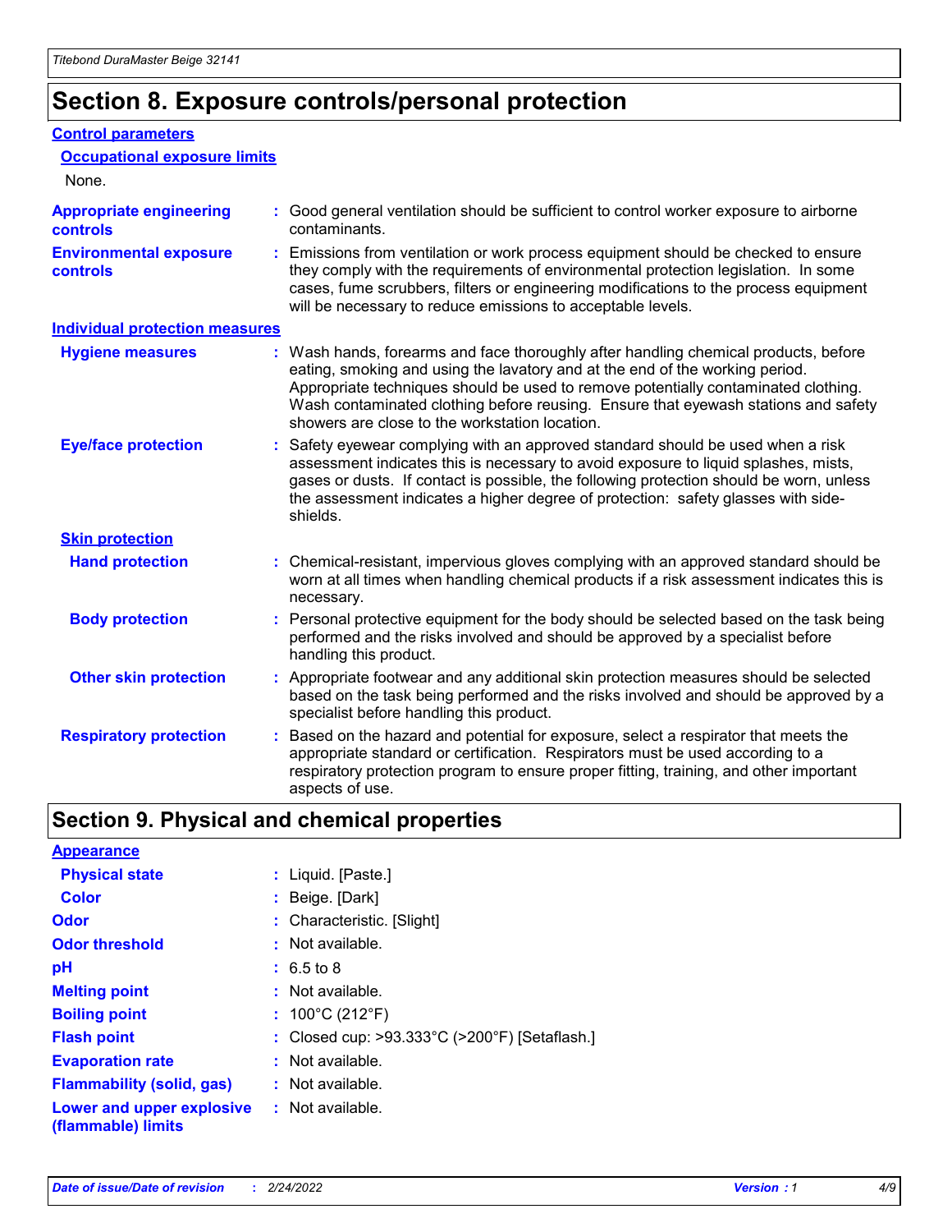# Section 8. Exposure controls/personal protection

## Control parameters

### Occupational exposure limits

None.

**Appropriate engineering controls** : Good general ventilation should be sufficient to control worker exposure to airborne contaminants.

**Environmental exposure controls** : Emissions from ventilation or work process equipment should be checked to ensure they comply with the requirements of environmental protection legislation. In some cases, fume scrubbers, filters or engineering modifications to the process equipment will be necessary to reduce emissions to acceptable levels.

## Individual protection measures

**Hygiene measures** : Wash hands, forearms and face thoroughly after handling chemical products, before eating, smoking and using the lavatory and at the end of the working period. Appropriate techniques should be used to remove potentially contaminated clothing. Wash contaminated clothing before reusing. Ensure that eyewash stations and safety showers are close to the workstation location.

**Eye/face protection** : Safety eyewear complying with an approved standard should be used when a risk assessment indicates this is necessary to avoid exposure to liquid splashes, mists, gases or dusts. If contact is possible, the following protection should be worn, unless the assessment indicates a higher degree of protection: safety glasses with side-shields.

### Skin protection

**Hand protection** : Chemical-resistant, impervious gloves complying with an approved standard should be worn at all times when handling chemical products if a risk assessment indicates this is necessary.

**Body protection** : Personal protective equipment for the body should be selected based on the task being performed and the risks involved and should be approved by a specialist before handling this product.

**Other skin protection** : Appropriate footwear and any additional skin protection measures should be selected based on the task being performed and the risks involved and should be approved by a specialist before handling this product.

**Respiratory protection** : Based on the hazard and potential for exposure, select a respirator that meets the appropriate standard or certification. Respirators must be used according to a respiratory protection program to ensure proper fitting, training, and other important aspects of use.

# Section 9. Physical and chemical properties

## Appearance

**Physical state** : Liquid. [Paste.]

**Color** : Beige. [Dark]

**Odor** : Characteristic. [Slight]

**Odor threshold** : Not available.

**pH** : 6.5 to 8

**Melting point** : Not available.

**Boiling point** : 100°C (212°F)

**Flash point** : Closed cup: >93.333°C (>200°F) [Setaflash.]

**Evaporation rate** : Not available.

**Flammability (solid, gas)** : Not available.

**Lower and upper explosive (flammable) limits** : Not available.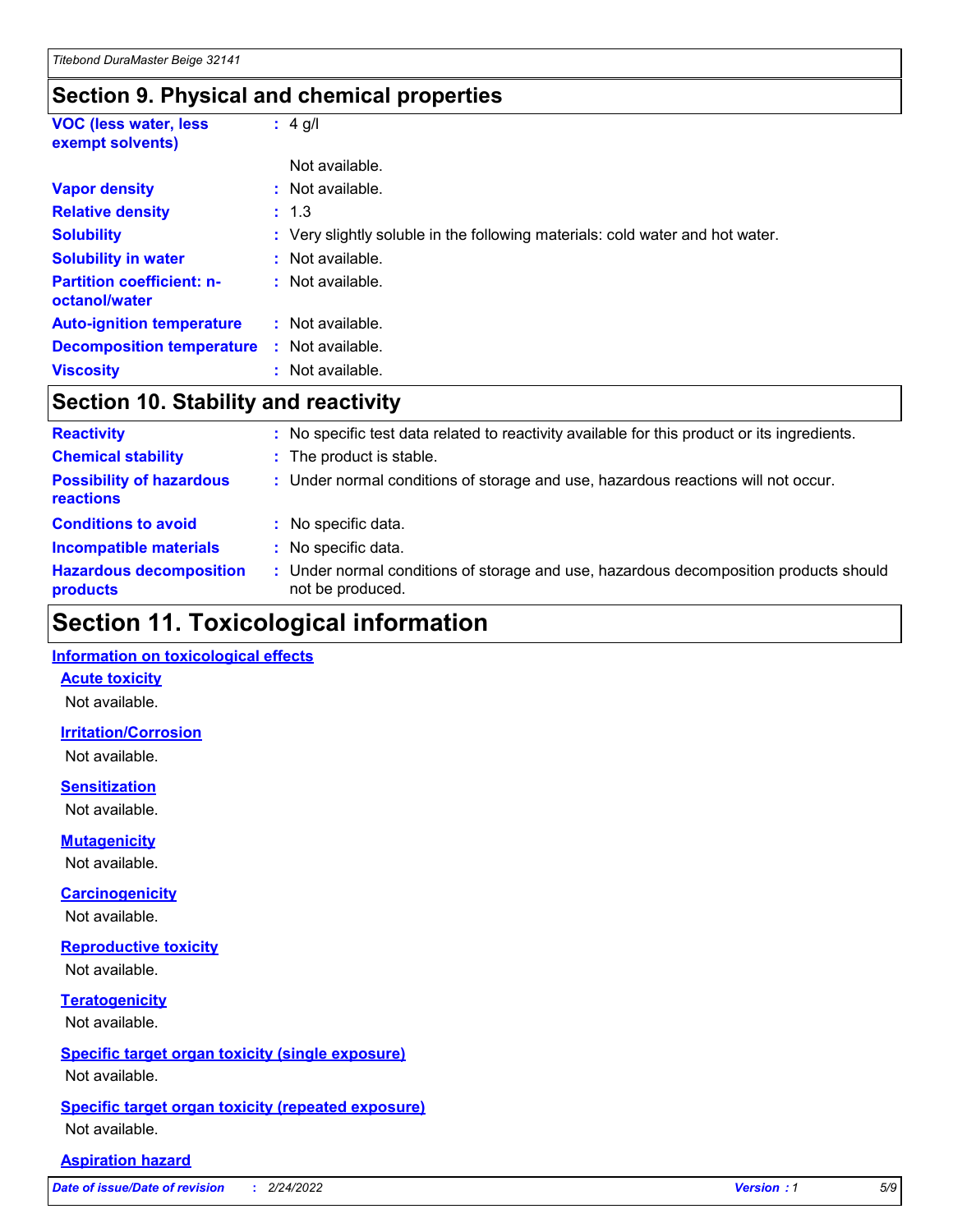## Section 9. Physical and chemical properties

| | | |
|---|---|---|
| **VOC (less water, less exempt solvents)** | : | 4 g/l |
| | | Not available. |
| **Vapor density** | : | Not available. |
| **Relative density** | : | 1.3 |
| **Solubility** | : | Very slightly soluble in the following materials: cold water and hot water. |
| **Solubility in water** | : | Not available. |
| **Partition coefficient: n-octanol/water** | : | Not available. |
| **Auto-ignition temperature** | : | Not available. |
| **Decomposition temperature** | : | Not available. |
| **Viscosity** | : | Not available. |

## Section 10. Stability and reactivity

| | | |
|---|---|---|
| **Reactivity** | : | No specific test data related to reactivity available for this product or its ingredients. |
| **Chemical stability** | : | The product is stable. |
| **Possibility of hazardous reactions** | : | Under normal conditions of storage and use, hazardous reactions will not occur. |
| **Conditions to avoid** | : | No specific data. |
| **Incompatible materials** | : | No specific data. |
| **Hazardous decomposition products** | : | Under normal conditions of storage and use, hazardous decomposition products should not be produced. |

## Section 11. Toxicological information

### Information on toxicological effects

#### Acute toxicity

Not available.

#### Irritation/Corrosion

Not available.

#### Sensitization

Not available.

#### Mutagenicity

Not available.

#### Carcinogenicity

Not available.

#### Reproductive toxicity

Not available.

#### Teratogenicity

Not available.

#### Specific target organ toxicity (single exposure)

Not available.

#### Specific target organ toxicity (repeated exposure)

Not available.

#### Aspiration hazard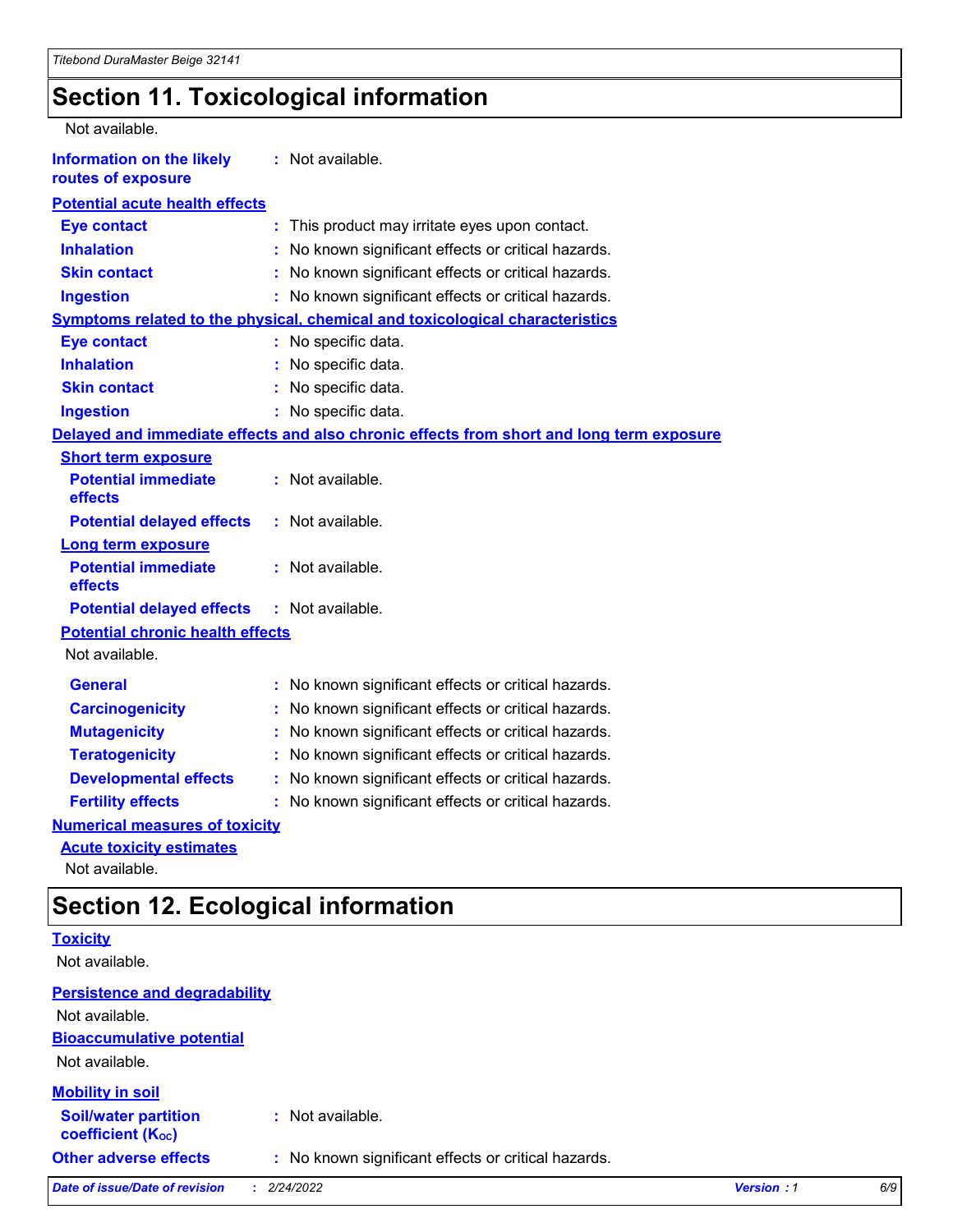# Section 11. Toxicological information

Not available.

**Information on the likely routes of exposure** : Not available.

**Potential acute health effects**

**Eye contact** : This product may irritate eyes upon contact.

**Inhalation** : No known significant effects or critical hazards.

**Skin contact** : No known significant effects or critical hazards.

**Ingestion** : No known significant effects or critical hazards.

**Symptoms related to the physical, chemical and toxicological characteristics**

**Eye contact** : No specific data.

**Inhalation** : No specific data.

**Skin contact** : No specific data.

**Ingestion** : No specific data.

**Delayed and immediate effects and also chronic effects from short and long term exposure**

**Short term exposure**

**Potential immediate effects** : Not available.

**Potential delayed effects** : Not available.

**Long term exposure**

**Potential immediate effects** : Not available.

**Potential delayed effects** : Not available.

**Potential chronic health effects**

Not available.

**General** : No known significant effects or critical hazards.

**Carcinogenicity** : No known significant effects or critical hazards.

**Mutagenicity** : No known significant effects or critical hazards.

**Teratogenicity** : No known significant effects or critical hazards.

**Developmental effects** : No known significant effects or critical hazards.

**Fertility effects** : No known significant effects or critical hazards.

**Numerical measures of toxicity**

**Acute toxicity estimates**

Not available.

# Section 12. Ecological information

**Toxicity**

Not available.

**Persistence and degradability**

Not available.

**Bioaccumulative potential**

Not available.

**Mobility in soil**

**Soil/water partition coefficient ($K_{OC}$)** : Not available.

**Other adverse effects** : No known significant effects or critical hazards.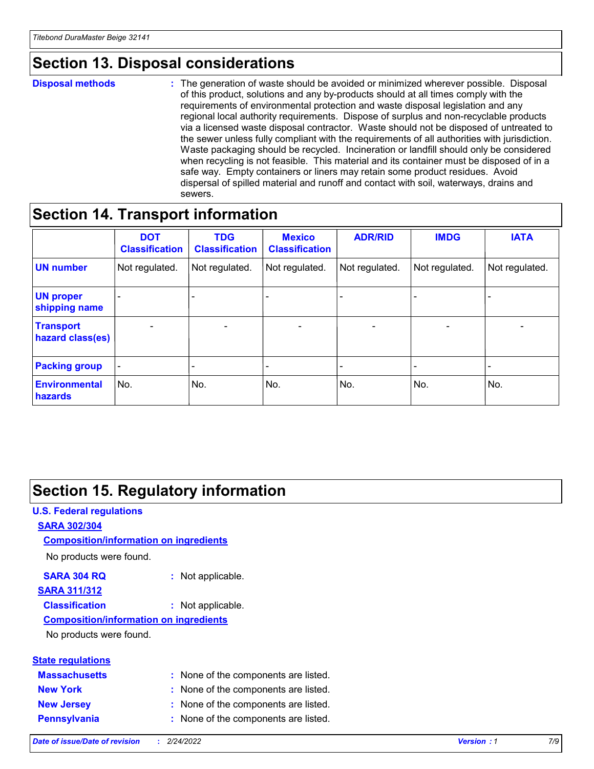## Section 13. Disposal considerations

**Disposal methods** : The generation of waste should be avoided or minimized wherever possible. Disposal of this product, solutions and any by-products should at all times comply with the requirements of environmental protection and waste disposal legislation and any regional local authority requirements. Dispose of surplus and non-recyclable products via a licensed waste disposal contractor. Waste should not be disposed of untreated to the sewer unless fully compliant with the requirements of all authorities with jurisdiction. Waste packaging should be recycled. Incineration or landfill should only be considered when recycling is not feasible. This material and its container must be disposed of in a safe way. Empty containers or liners may retain some product residues. Avoid dispersal of spilled material and runoff and contact with soil, waterways, drains and sewers.

## Section 14. Transport information

| | DOT Classification | TDG Classification | Mexico Classification | ADR/RID | IMDG | IATA |
|---|---|---|---|---|---|---|
| **UN number** | Not regulated. | Not regulated. | Not regulated. | Not regulated. | Not regulated. | Not regulated. |
| **UN proper shipping name** | - | - | - | - | - | - |
| **Transport hazard class(es)** | - | - | - | - | - | - |
| **Packing group** | - | - | - | - | - | - |
| **Environmental hazards** | No. | No. | No. | No. | No. | No. |

## Section 15. Regulatory information

**U.S. Federal regulations**

**SARA 302/304**

**Composition/information on ingredients**

No products were found.

**SARA 304 RQ** : Not applicable.

**SARA 311/312**

**Classification** : Not applicable.

**Composition/information on ingredients**

No products were found.

**State regulations**

**Massachusetts** : None of the components are listed.

**New York** : None of the components are listed.

**New Jersey** : None of the components are listed.

**Pennsylvania** : None of the components are listed.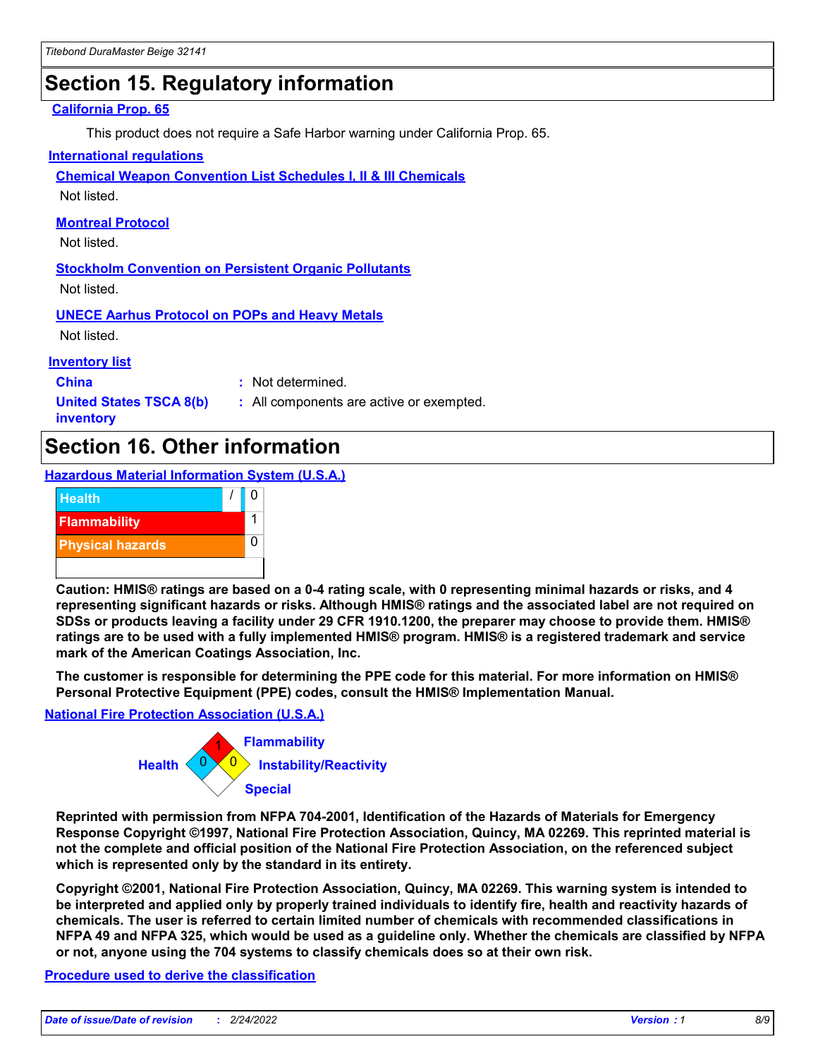## Section 15. Regulatory information

### California Prop. 65

This product does not require a Safe Harbor warning under California Prop. 65.

### International regulations

#### Chemical Weapon Convention List Schedules I, II & III Chemicals

Not listed.

#### Montreal Protocol

Not listed.

#### Stockholm Convention on Persistent Organic Pollutants

Not listed.

#### UNECE Aarhus Protocol on POPs and Heavy Metals

Not listed.

### Inventory list

**China** : Not determined.

**United States TSCA 8(b) inventory** : All components are active or exempted.

## Section 16. Other information

### Hazardous Material Information System (U.S.A.)

| | | |
|---|---|---|
| Health | / | 0 |
| Flammability | | 1 |
| Physical hazards | | 0 |

**Caution: HMIS® ratings are based on a 0-4 rating scale, with 0 representing minimal hazards or risks, and 4 representing significant hazards or risks. Although HMIS® ratings and the associated label are not required on SDSs or products leaving a facility under 29 CFR 1910.1200, the preparer may choose to provide them. HMIS® ratings are to be used with a fully implemented HMIS® program. HMIS® is a registered trademark and service mark of the American Coatings Association, Inc.**

**The customer is responsible for determining the PPE code for this material. For more information on HMIS® Personal Protective Equipment (PPE) codes, consult the HMIS® Implementation Manual.**

### National Fire Protection Association (U.S.A.)

Flammability: 1
Health: 0
Instability/Reactivity: 0
Special:

**Reprinted with permission from NFPA 704-2001, Identification of the Hazards of Materials for Emergency Response Copyright ©1997, National Fire Protection Association, Quincy, MA 02269. This reprinted material is not the complete and official position of the National Fire Protection Association, on the referenced subject which is represented only by the standard in its entirety.**

**Copyright ©2001, National Fire Protection Association, Quincy, MA 02269. This warning system is intended to be interpreted and applied only by properly trained individuals to identify fire, health and reactivity hazards of chemicals. The user is referred to certain limited number of chemicals with recommended classifications in NFPA 49 and NFPA 325, which would be used as a guideline only. Whether the chemicals are classified by NFPA or not, anyone using the 704 systems to classify chemicals does so at their own risk.**

### Procedure used to derive the classification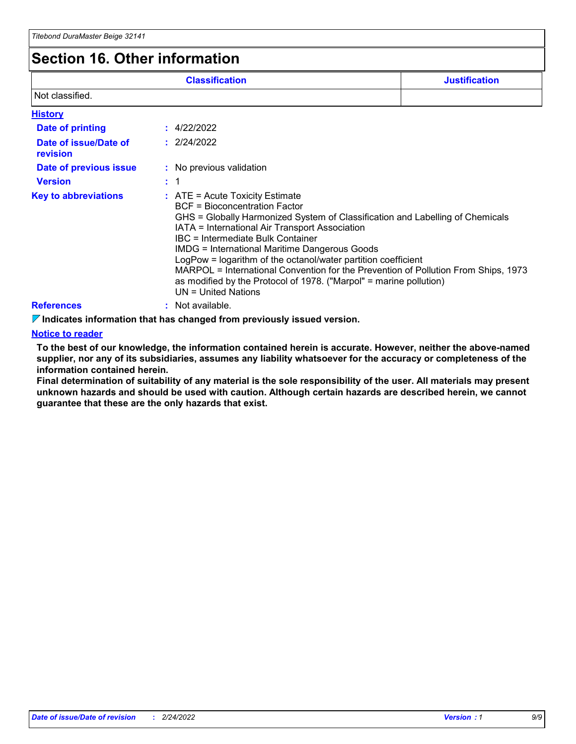# Section 16. Other information

| Classification | Justification |
| --- | --- |
| Not classified. | |

**History**

**Date of printing** : 4/22/2022

**Date of issue/Date of revision** : 2/24/2022

**Date of previous issue** : No previous validation

**Version** : 1

**Key to abbreviations** : ATE = Acute Toxicity Estimate
BCF = Bioconcentration Factor
GHS = Globally Harmonized System of Classification and Labelling of Chemicals
IATA = International Air Transport Association
IBC = Intermediate Bulk Container
IMDG = International Maritime Dangerous Goods
LogPow = logarithm of the octanol/water partition coefficient
MARPOL = International Convention for the Prevention of Pollution From Ships, 1973 as modified by the Protocol of 1978. ("Marpol" = marine pollution)
UN = United Nations

**References** : Not available.

**Indicates information that has changed from previously issued version.**

**Notice to reader**

**To the best of our knowledge, the information contained herein is accurate. However, neither the above-named supplier, nor any of its subsidiaries, assumes any liability whatsoever for the accuracy or completeness of the information contained herein.**

**Final determination of suitability of any material is the sole responsibility of the user. All materials may present unknown hazards and should be used with caution. Although certain hazards are described herein, we cannot guarantee that these are the only hazards that exist.**